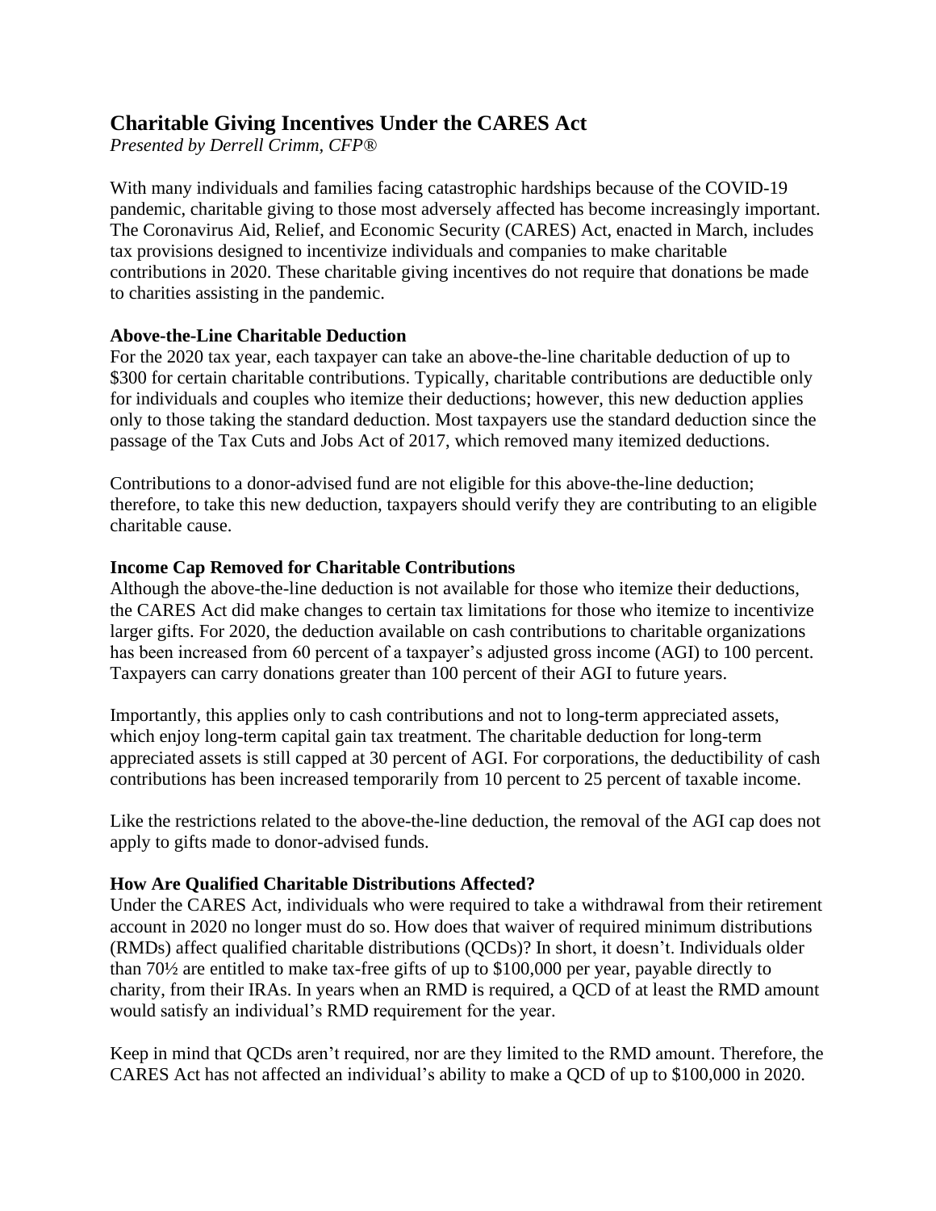# Charitable Giving Incentives Under the CARES Act

*Presented by Derrell Crimm, CFP®*

With many individuals and families facing catastrophic hardships because of the COVID-19 pandemic, charitable giving to those most adversely affected has become increasingly important. The Coronavirus Aid, Relief, and Economic Security (CARES) Act, enacted in March, includes tax provisions designed to incentivize individuals and companies to make charitable contributions in 2020. These charitable giving incentives do not require that donations be made to charities assisting in the pandemic.

**Above-the-Line Charitable Deduction**

For the 2020 tax year, each taxpayer can take an above-the-line charitable deduction of up to $300 for certain charitable contributions. Typically, charitable contributions are deductible only for individuals and couples who itemize their deductions; however, this new deduction applies only to those taking the standard deduction. Most taxpayers use the standard deduction since the passage of the Tax Cuts and Jobs Act of 2017, which removed many itemized deductions.

Contributions to a donor-advised fund are not eligible for this above-the-line deduction; therefore, to take this new deduction, taxpayers should verify they are contributing to an eligible charitable cause.

**Income Cap Removed for Charitable Contributions**

Although the above-the-line deduction is not available for those who itemize their deductions, the CARES Act did make changes to certain tax limitations for those who itemize to incentivize larger gifts. For 2020, the deduction available on cash contributions to charitable organizations has been increased from 60 percent of a taxpayer's adjusted gross income (AGI) to 100 percent. Taxpayers can carry donations greater than 100 percent of their AGI to future years.

Importantly, this applies only to cash contributions and not to long-term appreciated assets, which enjoy long-term capital gain tax treatment. The charitable deduction for long-term appreciated assets is still capped at 30 percent of AGI. For corporations, the deductibility of cash contributions has been increased temporarily from 10 percent to 25 percent of taxable income.

Like the restrictions related to the above-the-line deduction, the removal of the AGI cap does not apply to gifts made to donor-advised funds.

**How Are Qualified Charitable Distributions Affected?**

Under the CARES Act, individuals who were required to take a withdrawal from their retirement account in 2020 no longer must do so. How does that waiver of required minimum distributions (RMDs) affect qualified charitable distributions (QCDs)? In short, it doesn't. Individuals older than 70½ are entitled to make tax-free gifts of up to $100,000 per year, payable directly to charity, from their IRAs. In years when an RMD is required, a QCD of at least the RMD amount would satisfy an individual's RMD requirement for the year.

Keep in mind that QCDs aren't required, nor are they limited to the RMD amount. Therefore, the CARES Act has not affected an individual's ability to make a QCD of up to $100,000 in 2020.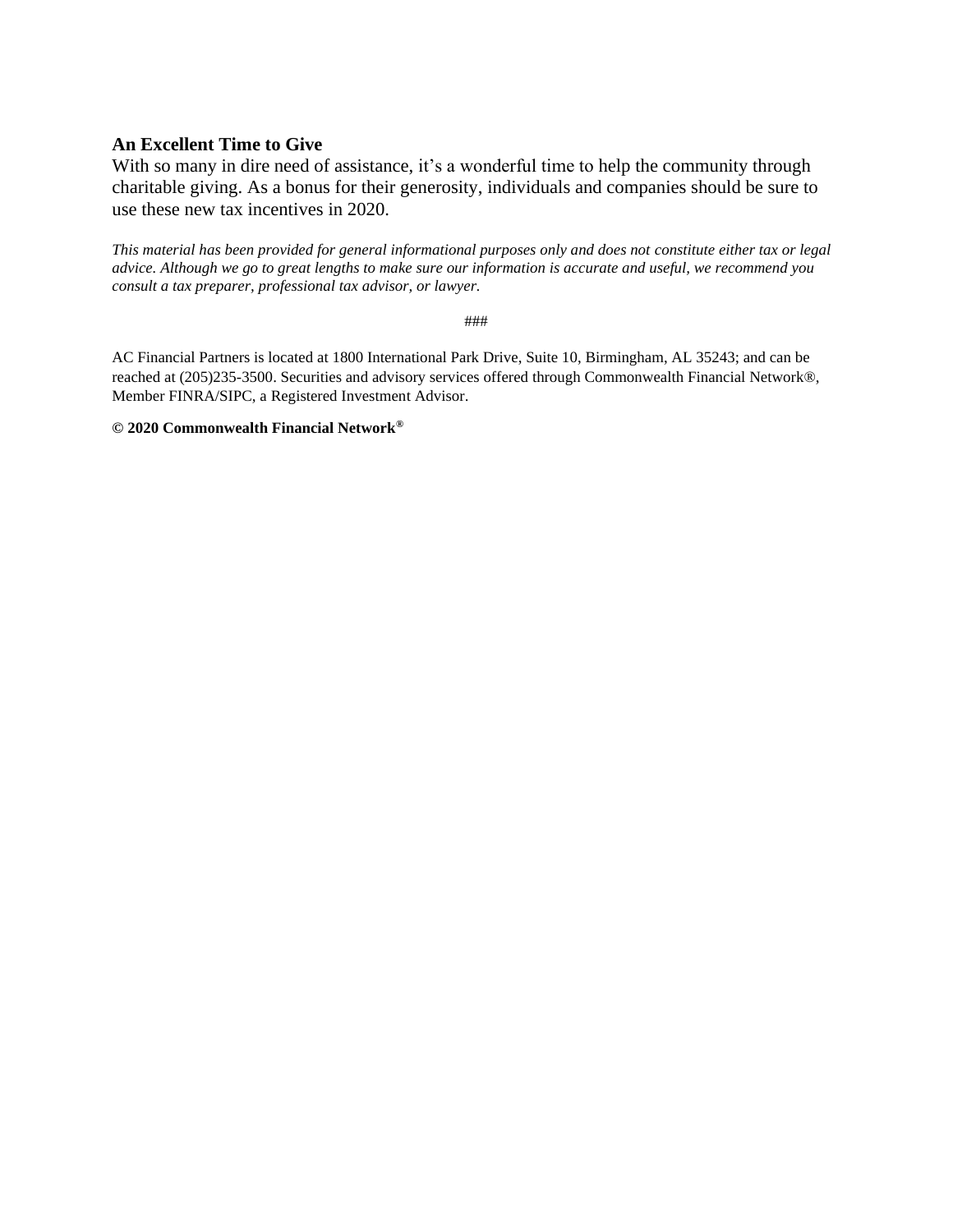**An Excellent Time to Give**

With so many in dire need of assistance, it's a wonderful time to help the community through charitable giving. As a bonus for their generosity, individuals and companies should be sure to use these new tax incentives in 2020.

*This material has been provided for general informational purposes only and does not constitute either tax or legal advice. Although we go to great lengths to make sure our information is accurate and useful, we recommend you consult a tax preparer, professional tax advisor, or lawyer.*

###

AC Financial Partners is located at 1800 International Park Drive, Suite 10, Birmingham, AL 35243; and can be reached at (205)235-3500. Securities and advisory services offered through Commonwealth Financial Network®, Member FINRA/SIPC, a Registered Investment Advisor.

**© 2020 Commonwealth Financial Network®**